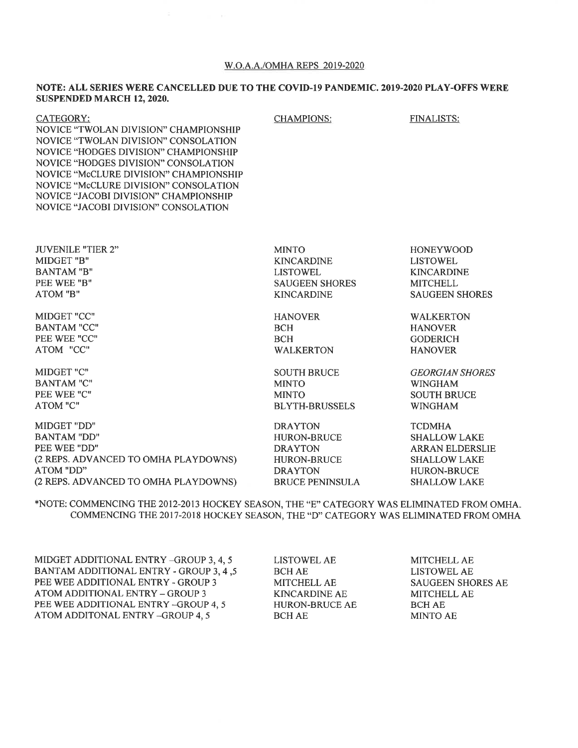W.O.A.A./OMHA REPS 2019-2020

**NOTE: ALL SERIES WERE CANCELLED DUE TO THE COVID-19 PANDEMIC. 2019-2020 PLAY-OFFS WERE SUSPENDED MARCH 12, 2020.**

| CATEGORY: | CHAMPIONS: | FINALISTS: |
|---|---|---|
| NOVICE "TWOLAN DIVISION" CHAMPIONSHIP | | |
| NOVICE "TWOLAN DIVISION" CONSOLATION | | |
| NOVICE "HODGES DIVISION" CHAMPIONSHIP | | |
| NOVICE "HODGES DIVISION" CONSOLATION | | |
| NOVICE "McCLURE DIVISION" CHAMPIONSHIP | | |
| NOVICE "McCLURE DIVISION" CONSOLATION | | |
| NOVICE "JACOBI DIVISION" CHAMPIONSHIP | | |
| NOVICE "JACOBI DIVISION" CONSOLATION | | |
| JUVENILE "TIER 2" | MINTO | HONEYWOOD |
| MIDGET "B" | KINCARDINE | LISTOWEL |
| BANTAM "B" | LISTOWEL | KINCARDINE |
| PEE WEE "B" | SAUGEEN SHORES | MITCHELL |
| ATOM "B" | KINCARDINE | SAUGEEN SHORES |
| MIDGET "CC" | HANOVER | WALKERTON |
| BANTAM "CC" | BCH | HANOVER |
| PEE WEE "CC" | BCH | GODERICH |
| ATOM "CC" | WALKERTON | HANOVER |
| MIDGET "C" | SOUTH BRUCE | *GEORGIAN SHORES* |
| BANTAM "C" | MINTO | WINGHAM |
| PEE WEE "C" | MINTO | SOUTH BRUCE |
| ATOM "C" | BLYTH-BRUSSELS | WINGHAM |
| MIDGET "DD" | DRAYTON | TCDMHA |
| BANTAM "DD" | HURON-BRUCE | SHALLOW LAKE |
| PEE WEE "DD" | DRAYTON | ARRAN ELDERSLIE |
| (2 REPS. ADVANCED TO OMHA PLAYDOWNS) | HURON-BRUCE | SHALLOW LAKE |
| ATOM "DD" | DRAYTON | HURON-BRUCE |
| (2 REPS. ADVANCED TO OMHA PLAYDOWNS) | BRUCE PENINSULA | SHALLOW LAKE |

*NOTE: COMMENCING THE 2012-2013 HOCKEY SEASON, THE "E" CATEGORY WAS ELIMINATED FROM OMHA. COMMENCING THE 2017-2018 HOCKEY SEASON, THE "D" CATEGORY WAS ELIMINATED FROM OMHA

| | | |
|---|---|---|
| MIDGET ADDITIONAL ENTRY –GROUP 3, 4, 5 | LISTOWEL AE | MITCHELL AE |
| BANTAM ADDITIONAL ENTRY - GROUP 3, 4 ,5 | BCH AE | LISTOWEL AE |
| PEE WEE ADDITIONAL ENTRY - GROUP 3 | MITCHELL AE | SAUGEEN SHORES AE |
| ATOM ADDITIONAL ENTRY – GROUP 3 | KINCARDINE AE | MITCHELL AE |
| PEE WEE ADDITIONAL ENTRY –GROUP 4, 5 | HURON-BRUCE AE | BCH AE |
| ATOM ADDITONAL ENTRY –GROUP 4, 5 | BCH AE | MINTO AE |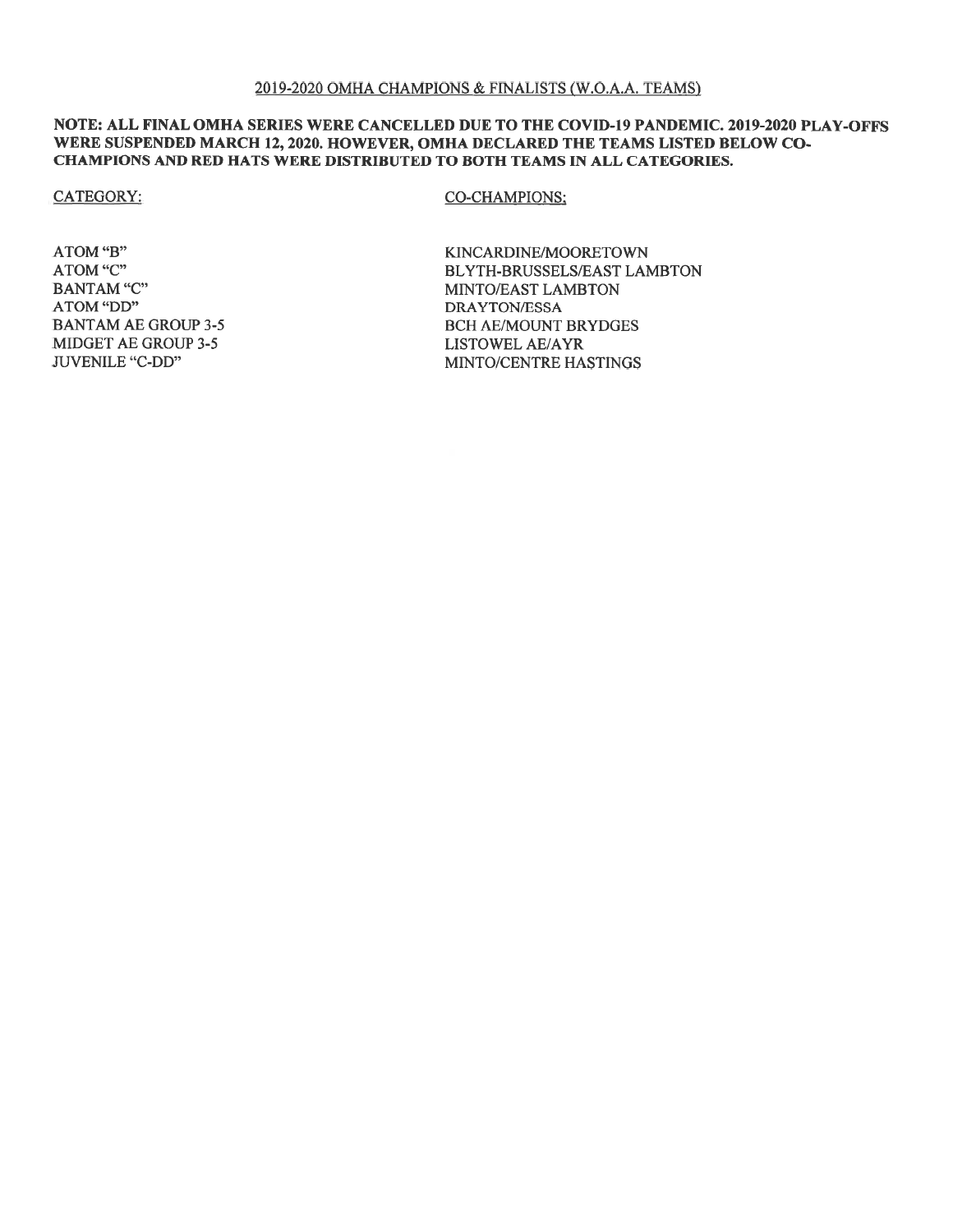## 2019-2020 OMHA CHAMPIONS & FINALISTS (W.O.A.A. TEAMS)

**NOTE: ALL FINAL OMHA SERIES WERE CANCELLED DUE TO THE COVID-19 PANDEMIC. 2019-2020 PLAY-OFFS WERE SUSPENDED MARCH 12, 2020. HOWEVER, OMHA DECLARED THE TEAMS LISTED BELOW CO-CHAMPIONS AND RED HATS WERE DISTRIBUTED TO BOTH TEAMS IN ALL CATEGORIES.**

| CATEGORY: | CO-CHAMPIONS: |
|---|---|
| ATOM "B" | KINCARDINE/MOORETOWN |
| ATOM "C" | BLYTH-BRUSSELS/EAST LAMBTON |
| BANTAM "C" | MINTO/EAST LAMBTON |
| ATOM "DD" | DRAYTON/ESSA |
| BANTAM AE GROUP 3-5 | BCH AE/MOUNT BRYDGES |
| MIDGET AE GROUP 3-5 | LISTOWEL AE/AYR |
| JUVENILE "C-DD" | MINTO/CENTRE HASTINGS |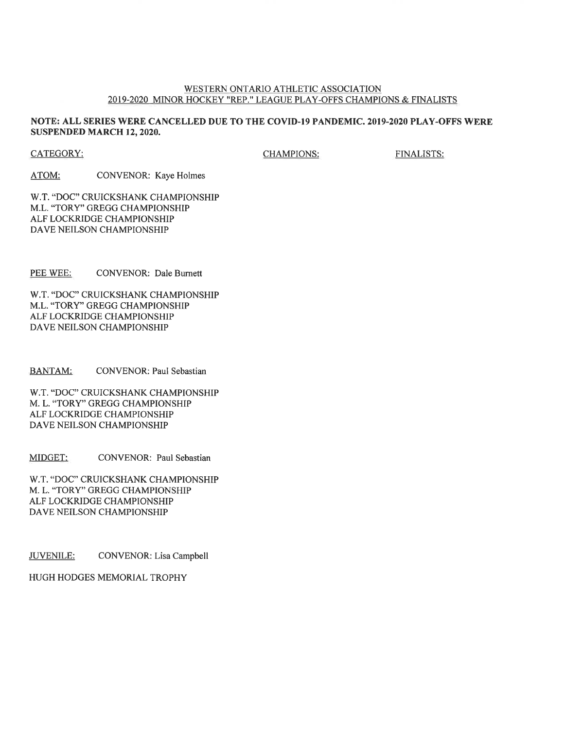WESTERN ONTARIO ATHLETIC ASSOCIATION

2019-2020 MINOR HOCKEY "REP." LEAGUE PLAY-OFFS CHAMPIONS & FINALISTS

**NOTE: ALL SERIES WERE CANCELLED DUE TO THE COVID-19 PANDEMIC. 2019-2020 PLAY-OFFS WERE SUSPENDED MARCH 12, 2020.**

| CATEGORY: | CHAMPIONS: | FINALISTS: |
|---|---|---|
| **ATOM:** CONVENOR: Kaye Holmes | | |
| W.T. "DOC" CRUICKSHANK CHAMPIONSHIP | | |
| M.L. "TORY" GREGG CHAMPIONSHIP | | |
| ALF LOCKRIDGE CHAMPIONSHIP | | |
| DAVE NEILSON CHAMPIONSHIP | | |
| **PEE WEE:** CONVENOR: Dale Burnett | | |
| W.T. "DOC" CRUICKSHANK CHAMPIONSHIP | | |
| M.L. "TORY" GREGG CHAMPIONSHIP | | |
| ALF LOCKRIDGE CHAMPIONSHIP | | |
| DAVE NEILSON CHAMPIONSHIP | | |
| **BANTAM:** CONVENOR: Paul Sebastian | | |
| W.T. "DOC" CRUICKSHANK CHAMPIONSHIP | | |
| M. L. "TORY" GREGG CHAMPIONSHIP | | |
| ALF LOCKRIDGE CHAMPIONSHIP | | |
| DAVE NEILSON CHAMPIONSHIP | | |
| **MIDGET:** CONVENOR: Paul Sebastian | | |
| W.T. "DOC" CRUICKSHANK CHAMPIONSHIP | | |
| M. L. "TORY" GREGG CHAMPIONSHIP | | |
| ALF LOCKRIDGE CHAMPIONSHIP | | |
| DAVE NEILSON CHAMPIONSHIP | | |
| **JUVENILE:** CONVENOR: Lisa Campbell | | |
| HUGH HODGES MEMORIAL TROPHY | | |